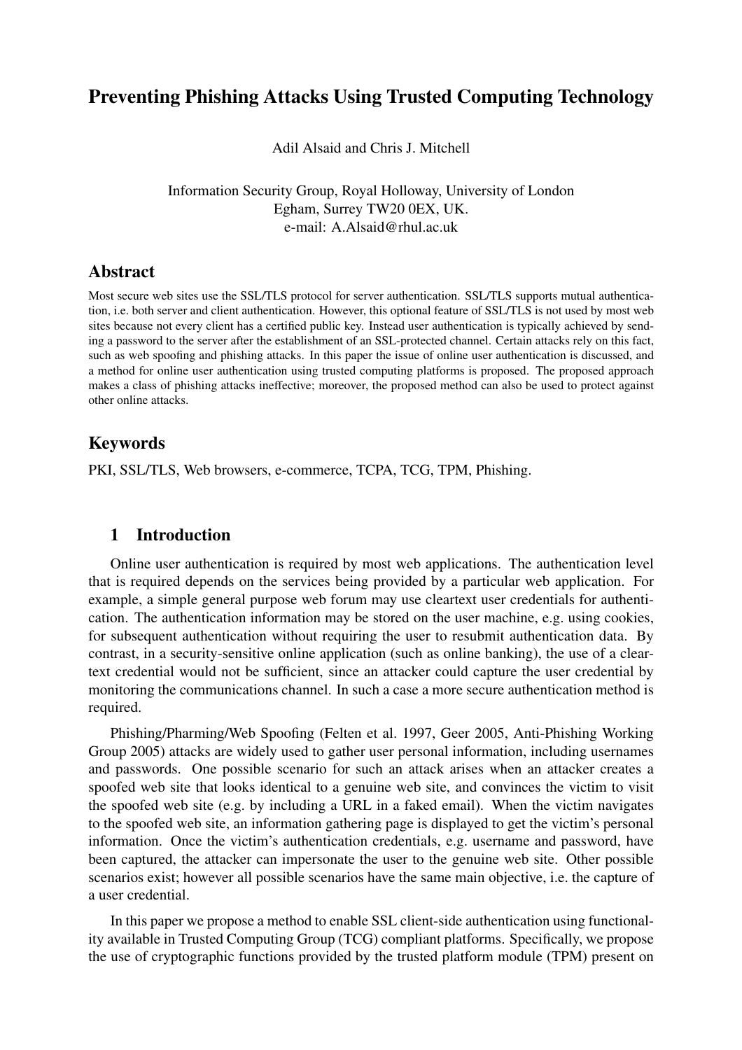# Preventing Phishing Attacks Using Trusted Computing Technology

Adil Alsaid and Chris J. Mitchell

Information Security Group, Royal Holloway, University of London
Egham, Surrey TW20 0EX, UK.
e-mail: A.Alsaid@rhul.ac.uk

## Abstract

Most secure web sites use the SSL/TLS protocol for server authentication. SSL/TLS supports mutual authentication, i.e. both server and client authentication. However, this optional feature of SSL/TLS is not used by most web sites because not every client has a certified public key. Instead user authentication is typically achieved by sending a password to the server after the establishment of an SSL-protected channel. Certain attacks rely on this fact, such as web spoofing and phishing attacks. In this paper the issue of online user authentication is discussed, and a method for online user authentication using trusted computing platforms is proposed. The proposed approach makes a class of phishing attacks ineffective; moreover, the proposed method can also be used to protect against other online attacks.

## Keywords

PKI, SSL/TLS, Web browsers, e-commerce, TCPA, TCG, TPM, Phishing.

## 1 Introduction

Online user authentication is required by most web applications. The authentication level that is required depends on the services being provided by a particular web application. For example, a simple general purpose web forum may use cleartext user credentials for authentication. The authentication information may be stored on the user machine, e.g. using cookies, for subsequent authentication without requiring the user to resubmit authentication data. By contrast, in a security-sensitive online application (such as online banking), the use of a cleartext credential would not be sufficient, since an attacker could capture the user credential by monitoring the communications channel. In such a case a more secure authentication method is required.

Phishing/Pharming/Web Spoofing (Felten et al. 1997, Geer 2005, Anti-Phishing Working Group 2005) attacks are widely used to gather user personal information, including usernames and passwords. One possible scenario for such an attack arises when an attacker creates a spoofed web site that looks identical to a genuine web site, and convinces the victim to visit the spoofed web site (e.g. by including a URL in a faked email). When the victim navigates to the spoofed web site, an information gathering page is displayed to get the victim's personal information. Once the victim's authentication credentials, e.g. username and password, have been captured, the attacker can impersonate the user to the genuine web site. Other possible scenarios exist; however all possible scenarios have the same main objective, i.e. the capture of a user credential.

In this paper we propose a method to enable SSL client-side authentication using functionality available in Trusted Computing Group (TCG) compliant platforms. Specifically, we propose the use of cryptographic functions provided by the trusted platform module (TPM) present on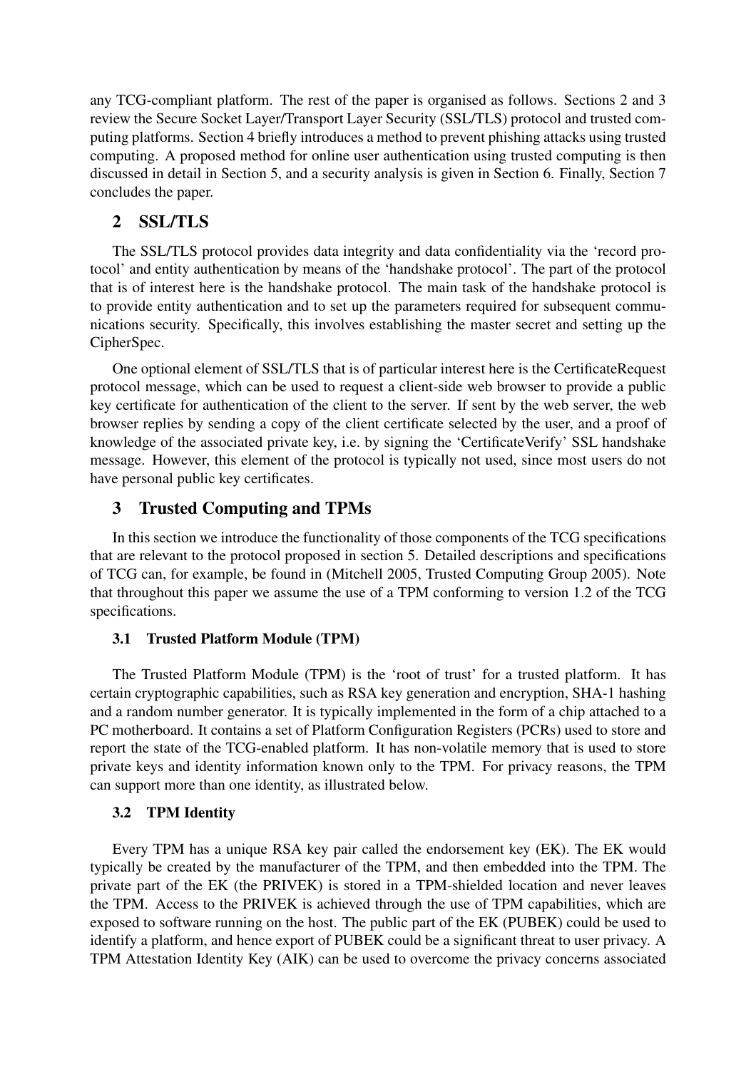any TCG-compliant platform. The rest of the paper is organised as follows. Sections 2 and 3 review the Secure Socket Layer/Transport Layer Security (SSL/TLS) protocol and trusted computing platforms. Section 4 briefly introduces a method to prevent phishing attacks using trusted computing. A proposed method for online user authentication using trusted computing is then discussed in detail in Section 5, and a security analysis is given in Section 6. Finally, Section 7 concludes the paper.

## 2 SSL/TLS

The SSL/TLS protocol provides data integrity and data confidentiality via the 'record protocol' and entity authentication by means of the 'handshake protocol'. The part of the protocol that is of interest here is the handshake protocol. The main task of the handshake protocol is to provide entity authentication and to set up the parameters required for subsequent communications security. Specifically, this involves establishing the master secret and setting up the CipherSpec.

One optional element of SSL/TLS that is of particular interest here is the CertificateRequest protocol message, which can be used to request a client-side web browser to provide a public key certificate for authentication of the client to the server. If sent by the web server, the web browser replies by sending a copy of the client certificate selected by the user, and a proof of knowledge of the associated private key, i.e. by signing the 'CertificateVerify' SSL handshake message. However, this element of the protocol is typically not used, since most users do not have personal public key certificates.

## 3 Trusted Computing and TPMs

In this section we introduce the functionality of those components of the TCG specifications that are relevant to the protocol proposed in section 5. Detailed descriptions and specifications of TCG can, for example, be found in (Mitchell 2005, Trusted Computing Group 2005). Note that throughout this paper we assume the use of a TPM conforming to version 1.2 of the TCG specifications.

### 3.1 Trusted Platform Module (TPM)

The Trusted Platform Module (TPM) is the 'root of trust' for a trusted platform. It has certain cryptographic capabilities, such as RSA key generation and encryption, SHA-1 hashing and a random number generator. It is typically implemented in the form of a chip attached to a PC motherboard. It contains a set of Platform Configuration Registers (PCRs) used to store and report the state of the TCG-enabled platform. It has non-volatile memory that is used to store private keys and identity information known only to the TPM. For privacy reasons, the TPM can support more than one identity, as illustrated below.

### 3.2 TPM Identity

Every TPM has a unique RSA key pair called the endorsement key (EK). The EK would typically be created by the manufacturer of the TPM, and then embedded into the TPM. The private part of the EK (the PRIVEK) is stored in a TPM-shielded location and never leaves the TPM. Access to the PRIVEK is achieved through the use of TPM capabilities, which are exposed to software running on the host. The public part of the EK (PUBEK) could be used to identify a platform, and hence export of PUBEK could be a significant threat to user privacy. A TPM Attestation Identity Key (AIK) can be used to overcome the privacy concerns associated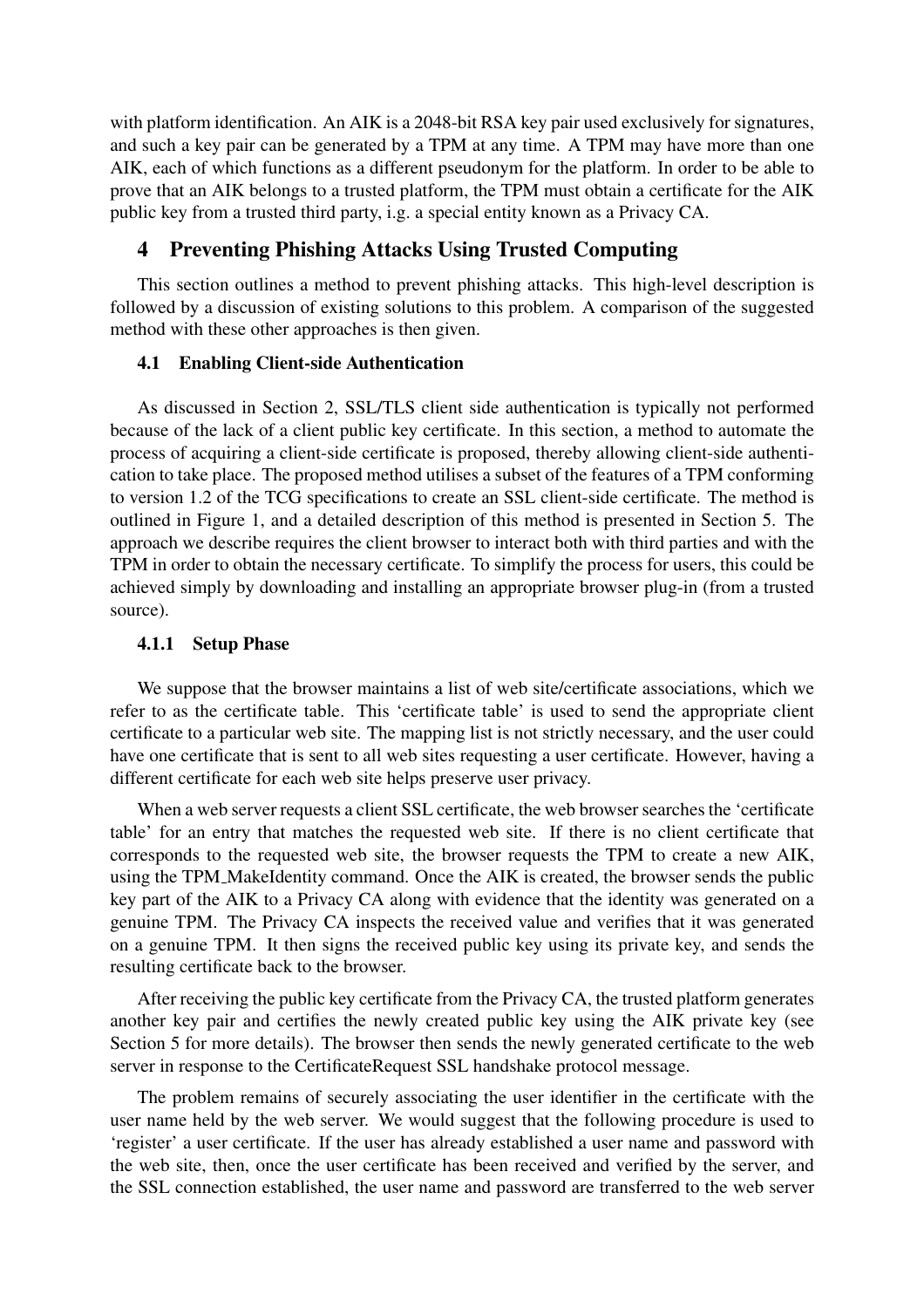with platform identification. An AIK is a 2048-bit RSA key pair used exclusively for signatures, and such a key pair can be generated by a TPM at any time. A TPM may have more than one AIK, each of which functions as a different pseudonym for the platform. In order to be able to prove that an AIK belongs to a trusted platform, the TPM must obtain a certificate for the AIK public key from a trusted third party, i.e. a special entity known as a Privacy CA.

## 4 Preventing Phishing Attacks Using Trusted Computing

This section outlines a method to prevent phishing attacks. This high-level description is followed by a discussion of existing solutions to this problem. A comparison of the suggested method with these other approaches is then given.

### 4.1 Enabling Client-side Authentication

As discussed in Section 2, SSL/TLS client side authentication is typically not performed because of the lack of a client public key certificate. In this section, a method to automate the process of acquiring a client-side certificate is proposed, thereby allowing client-side authentication to take place. The proposed method utilises a subset of the features of a TPM conforming to version 1.2 of the TCG specifications to create an SSL client-side certificate. The method is outlined in Figure 1, and a detailed description of this method is presented in Section 5. The approach we describe requires the client browser to interact both with third parties and with the TPM in order to obtain the necessary certificate. To simplify the process for users, this could be achieved simply by downloading and installing an appropriate browser plug-in (from a trusted source).

#### 4.1.1 Setup Phase

We suppose that the browser maintains a list of web site/certificate associations, which we refer to as the certificate table. This 'certificate table' is used to send the appropriate client certificate to a particular web site. The mapping list is not strictly necessary, and the user could have one certificate that is sent to all web sites requesting a user certificate. However, having a different certificate for each web site helps preserve user privacy.

When a web server requests a client SSL certificate, the web browser searches the 'certificate table' for an entry that matches the requested web site. If there is no client certificate that corresponds to the requested web site, the browser requests the TPM to create a new AIK, using the TPM_MakeIdentity command. Once the AIK is created, the browser sends the public key part of the AIK to a Privacy CA along with evidence that the identity was generated on a genuine TPM. The Privacy CA inspects the received value and verifies that it was generated on a genuine TPM. It then signs the received public key using its private key, and sends the resulting certificate back to the browser.

After receiving the public key certificate from the Privacy CA, the trusted platform generates another key pair and certifies the newly created public key using the AIK private key (see Section 5 for more details). The browser then sends the newly generated certificate to the web server in response to the CertificateRequest SSL handshake protocol message.

The problem remains of securely associating the user identifier in the certificate with the user name held by the web server. We would suggest that the following procedure is used to 'register' a user certificate. If the user has already established a user name and password with the web site, then, once the user certificate has been received and verified by the server, and the SSL connection established, the user name and password are transferred to the web server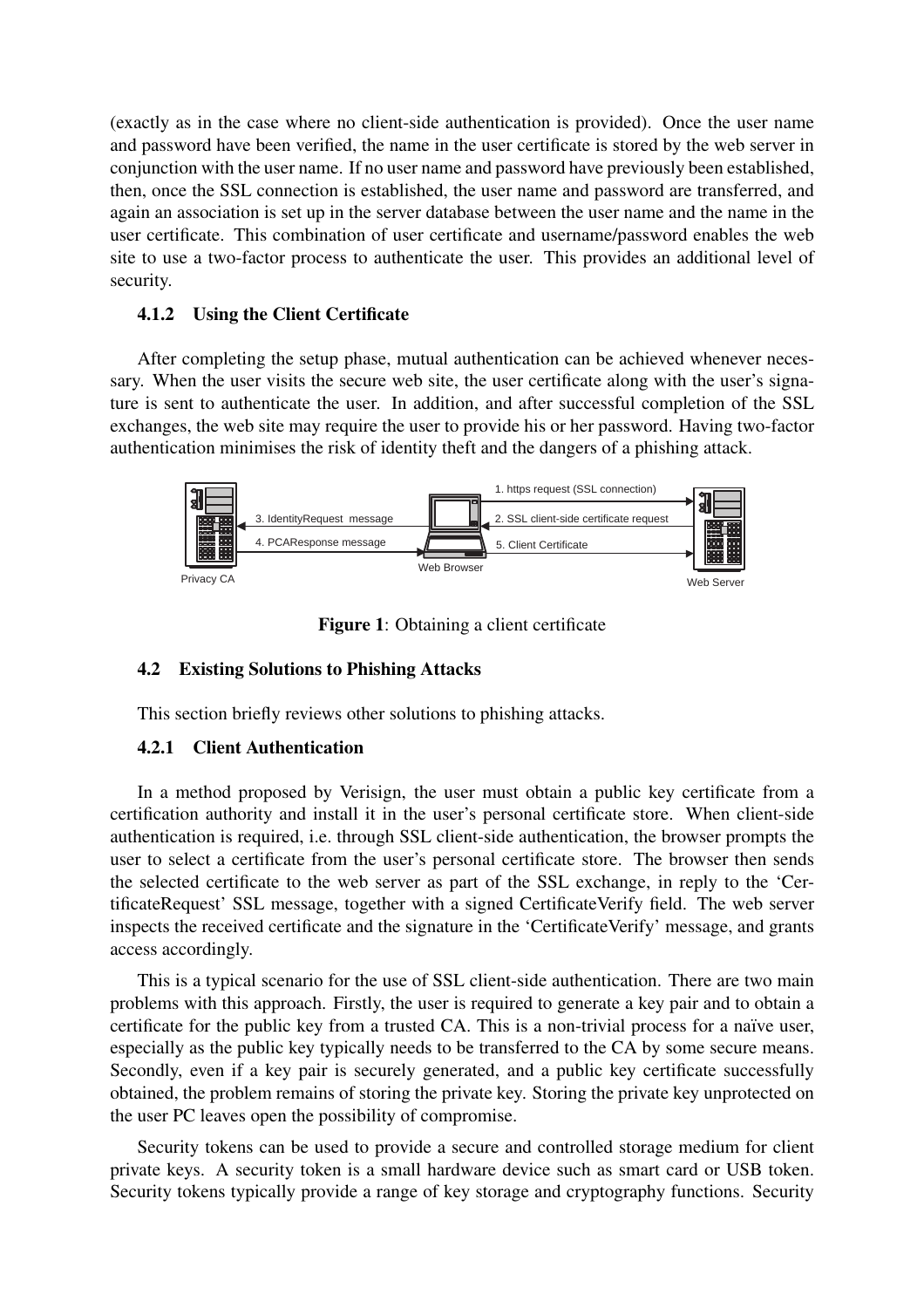(exactly as in the case where no client-side authentication is provided). Once the user name and password have been verified, the name in the user certificate is stored by the web server in conjunction with the user name. If no user name and password have previously been established, then, once the SSL connection is established, the user name and password are transferred, and again an association is set up in the server database between the user name and the name in the user certificate. This combination of user certificate and username/password enables the web site to use a two-factor process to authenticate the user. This provides an additional level of security.

### 4.1.2 Using the Client Certificate

After completing the setup phase, mutual authentication can be achieved whenever necessary. When the user visits the secure web site, the user certificate along with the user's signature is sent to authenticate the user. In addition, and after successful completion of the SSL exchanges, the web site may require the user to provide his or her password. Having two-factor authentication minimises the risk of identity theft and the dangers of a phishing attack.

**Figure 1**: Obtaining a client certificate

## 4.2 Existing Solutions to Phishing Attacks

This section briefly reviews other solutions to phishing attacks.

### 4.2.1 Client Authentication

In a method proposed by Verisign, the user must obtain a public key certificate from a certification authority and install it in the user's personal certificate store. When client-side authentication is required, i.e. through SSL client-side authentication, the browser prompts the user to select a certificate from the user's personal certificate store. The browser then sends the selected certificate to the web server as part of the SSL exchange, in reply to the 'CertificateRequest' SSL message, together with a signed CertificateVerify field. The web server inspects the received certificate and the signature in the 'CertificateVerify' message, and grants access accordingly.

This is a typical scenario for the use of SSL client-side authentication. There are two main problems with this approach. Firstly, the user is required to generate a key pair and to obtain a certificate for the public key from a trusted CA. This is a non-trivial process for a naïve user, especially as the public key typically needs to be transferred to the CA by some secure means. Secondly, even if a key pair is securely generated, and a public key certificate successfully obtained, the problem remains of storing the private key. Storing the private key unprotected on the user PC leaves open the possibility of compromise.

Security tokens can be used to provide a secure and controlled storage medium for client private keys. A security token is a small hardware device such as smart card or USB token. Security tokens typically provide a range of key storage and cryptography functions. Security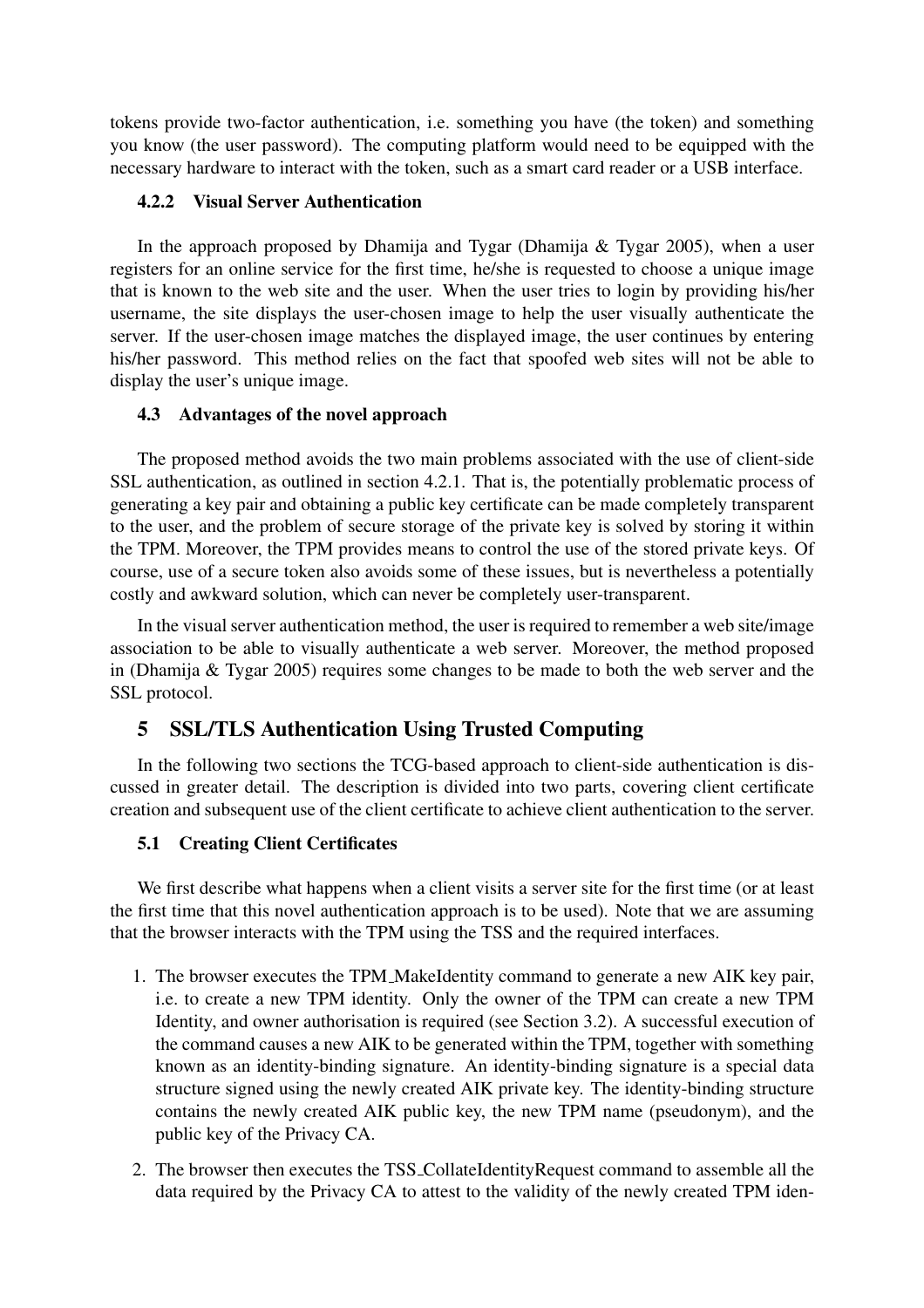tokens provide two-factor authentication, i.e. something you have (the token) and something you know (the user password). The computing platform would need to be equipped with the necessary hardware to interact with the token, such as a smart card reader or a USB interface.

#### 4.2.2 Visual Server Authentication

In the approach proposed by Dhamija and Tygar (Dhamija & Tygar 2005), when a user registers for an online service for the first time, he/she is requested to choose a unique image that is known to the web site and the user. When the user tries to login by providing his/her username, the site displays the user-chosen image to help the user visually authenticate the server. If the user-chosen image matches the displayed image, the user continues by entering his/her password. This method relies on the fact that spoofed web sites will not be able to display the user's unique image.

### 4.3 Advantages of the novel approach

The proposed method avoids the two main problems associated with the use of client-side SSL authentication, as outlined in section 4.2.1. That is, the potentially problematic process of generating a key pair and obtaining a public key certificate can be made completely transparent to the user, and the problem of secure storage of the private key is solved by storing it within the TPM. Moreover, the TPM provides means to control the use of the stored private keys. Of course, use of a secure token also avoids some of these issues, but is nevertheless a potentially costly and awkward solution, which can never be completely user-transparent.

In the visual server authentication method, the user is required to remember a web site/image association to be able to visually authenticate a web server. Moreover, the method proposed in (Dhamija & Tygar 2005) requires some changes to be made to both the web server and the SSL protocol.

## 5 SSL/TLS Authentication Using Trusted Computing

In the following two sections the TCG-based approach to client-side authentication is discussed in greater detail. The description is divided into two parts, covering client certificate creation and subsequent use of the client certificate to achieve client authentication to the server.

### 5.1 Creating Client Certificates

We first describe what happens when a client visits a server site for the first time (or at least the first time that this novel authentication approach is to be used). Note that we are assuming that the browser interacts with the TPM using the TSS and the required interfaces.

1. The browser executes the TPM_MakeIdentity command to generate a new AIK key pair, i.e. to create a new TPM identity. Only the owner of the TPM can create a new TPM Identity, and owner authorisation is required (see Section 3.2). A successful execution of the command causes a new AIK to be generated within the TPM, together with something known as an identity-binding signature. An identity-binding signature is a special data structure signed using the newly created AIK private key. The identity-binding structure contains the newly created AIK public key, the new TPM name (pseudonym), and the public key of the Privacy CA.
2. The browser then executes the TSS_CollateIdentityRequest command to assemble all the data required by the Privacy CA to attest to the validity of the newly created TPM iden-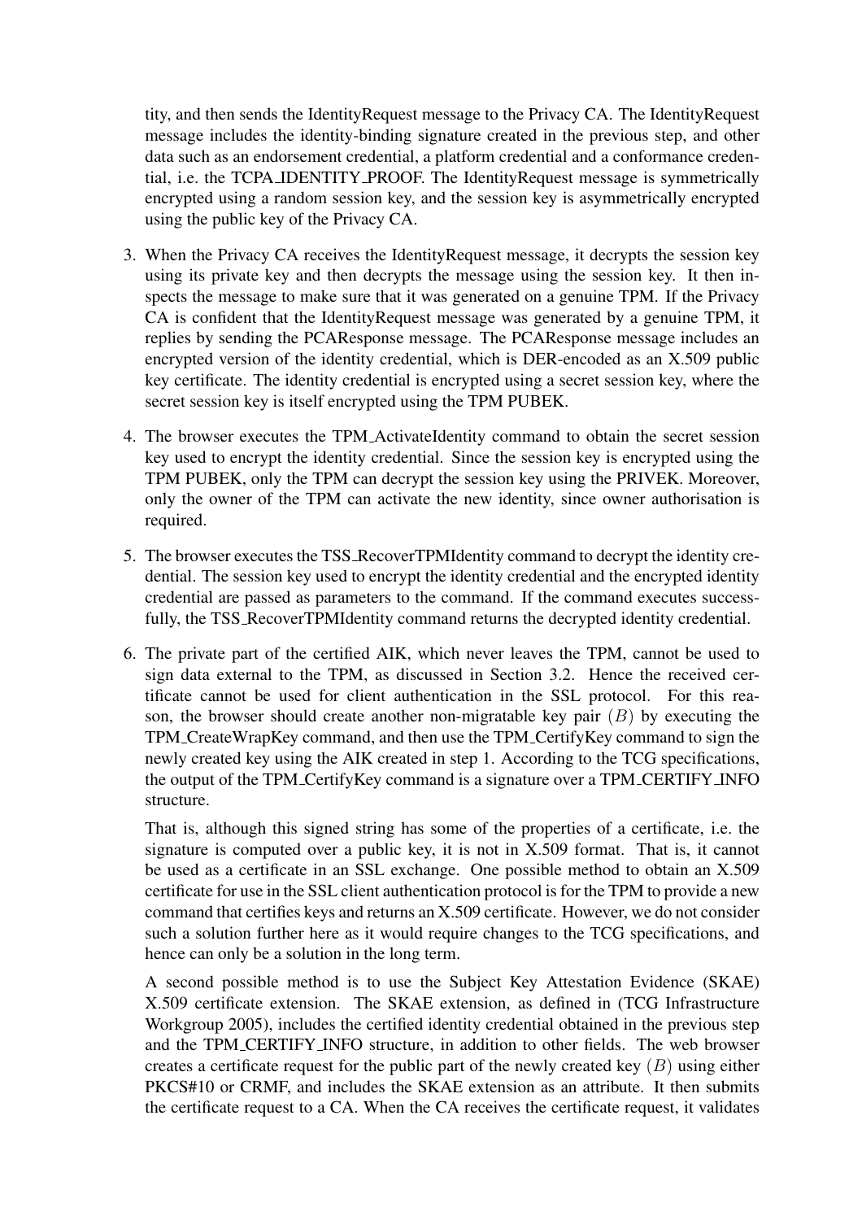tity, and then sends the IdentityRequest message to the Privacy CA. The IdentityRequest message includes the identity-binding signature created in the previous step, and other data such as an endorsement credential, a platform credential and a conformance credential, i.e. the TCPA_IDENTITY_PROOF. The IdentityRequest message is symmetrically encrypted using a random session key, and the session key is asymmetrically encrypted using the public key of the Privacy CA.

3. When the Privacy CA receives the IdentityRequest message, it decrypts the session key using its private key and then decrypts the message using the session key. It then inspects the message to make sure that it was generated on a genuine TPM. If the Privacy CA is confident that the IdentityRequest message was generated by a genuine TPM, it replies by sending the PCAResponse message. The PCAResponse message includes an encrypted version of the identity credential, which is DER-encoded as an X.509 public key certificate. The identity credential is encrypted using a secret session key, where the secret session key is itself encrypted using the TPM PUBEK.

4. The browser executes the TPM_ActivateIdentity command to obtain the secret session key used to encrypt the identity credential. Since the session key is encrypted using the TPM PUBEK, only the TPM can decrypt the session key using the PRIVEK. Moreover, only the owner of the TPM can activate the new identity, since owner authorisation is required.

5. The browser executes the TSS_RecoverTPMIdentity command to decrypt the identity credential. The session key used to encrypt the identity credential and the encrypted identity credential are passed as parameters to the command. If the command executes successfully, the TSS_RecoverTPMIdentity command returns the decrypted identity credential.

6. The private part of the certified AIK, which never leaves the TPM, cannot be used to sign data external to the TPM, as discussed in Section 3.2. Hence the received certificate cannot be used for client authentication in the SSL protocol. For this reason, the browser should create another non-migratable key pair $(B)$ by executing the TPM_CreateWrapKey command, and then use the TPM_CertifyKey command to sign the newly created key using the AIK created in step 1. According to the TCG specifications, the output of the TPM_CertifyKey command is a signature over a TPM_CERTIFY_INFO structure.

   That is, although this signed string has some of the properties of a certificate, i.e. the signature is computed over a public key, it is not in X.509 format. That is, it cannot be used as a certificate in an SSL exchange. One possible method to obtain an X.509 certificate for use in the SSL client authentication protocol is for the TPM to provide a new command that certifies keys and returns an X.509 certificate. However, we do not consider such a solution further here as it would require changes to the TCG specifications, and hence can only be a solution in the long term.

   A second possible method is to use the Subject Key Attestation Evidence (SKAE) X.509 certificate extension. The SKAE extension, as defined in (TCG Infrastructure Workgroup 2005), includes the certified identity credential obtained in the previous step and the TPM_CERTIFY_INFO structure, in addition to other fields. The web browser creates a certificate request for the public part of the newly created key $(B)$ using either PKCS#10 or CRMF, and includes the SKAE extension as an attribute. It then submits the certificate request to a CA. When the CA receives the certificate request, it validates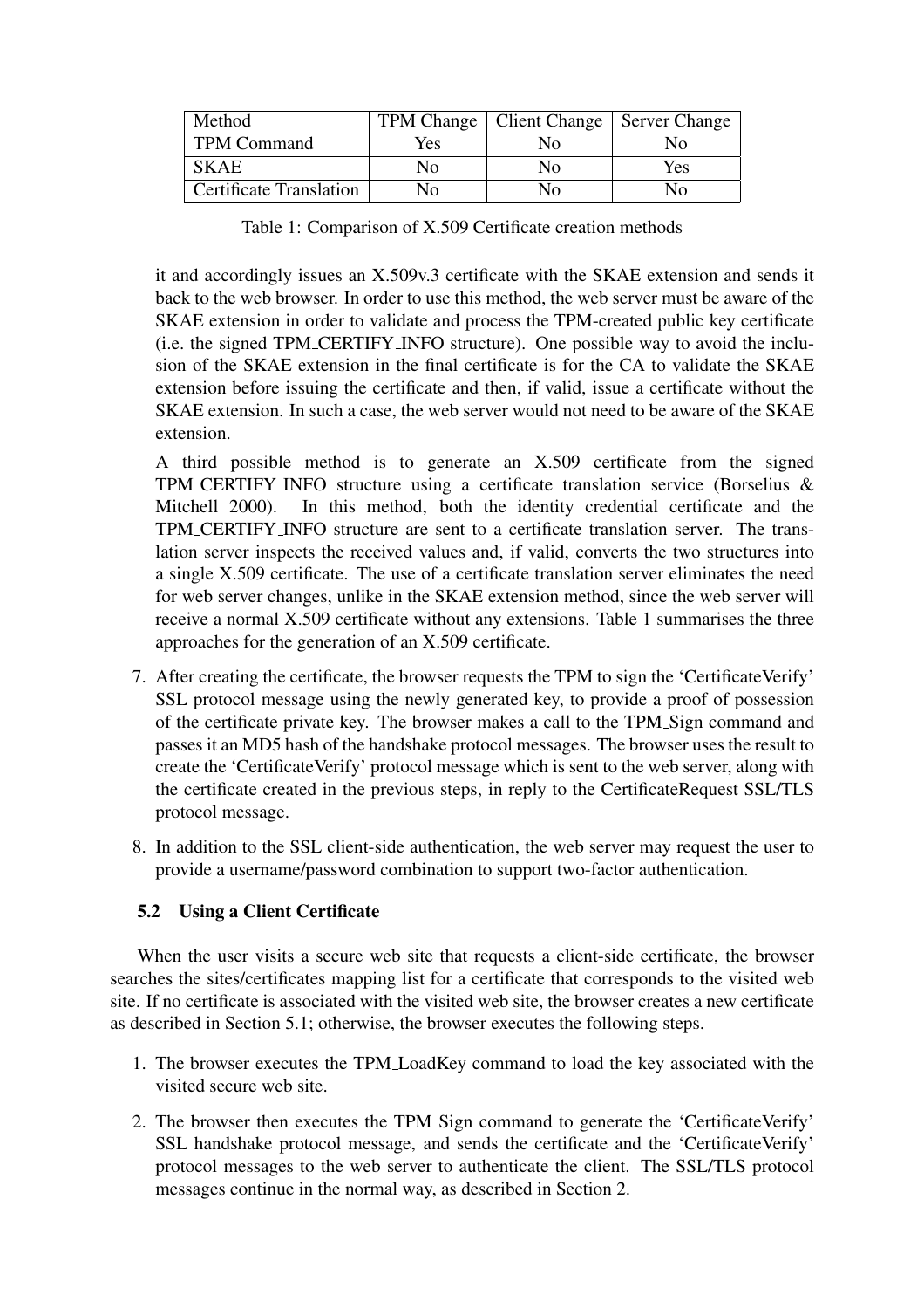| Method | TPM Change | Client Change | Server Change |
|---|---|---|---|
| TPM Command | Yes | No | No |
| SKAE | No | No | Yes |
| Certificate Translation | No | No | No |

Table 1: Comparison of X.509 Certificate creation methods

it and accordingly issues an X.509v.3 certificate with the SKAE extension and sends it back to the web browser. In order to use this method, the web server must be aware of the SKAE extension in order to validate and process the TPM-created public key certificate (i.e. the signed TPM_CERTIFY_INFO structure). One possible way to avoid the inclusion of the SKAE extension in the final certificate is for the CA to validate the SKAE extension before issuing the certificate and then, if valid, issue a certificate without the SKAE extension. In such a case, the web server would not need to be aware of the SKAE extension.

A third possible method is to generate an X.509 certificate from the signed TPM_CERTIFY_INFO structure using a certificate translation service (Borselius & Mitchell 2000). In this method, both the identity credential certificate and the TPM_CERTIFY_INFO structure are sent to a certificate translation server. The translation server inspects the received values and, if valid, converts the two structures into a single X.509 certificate. The use of a certificate translation server eliminates the need for web server changes, unlike in the SKAE extension method, since the web server will receive a normal X.509 certificate without any extensions. Table 1 summarises the three approaches for the generation of an X.509 certificate.

7. After creating the certificate, the browser requests the TPM to sign the 'CertificateVerify' SSL protocol message using the newly generated key, to provide a proof of possession of the certificate private key. The browser makes a call to the TPM_Sign command and passes it an MD5 hash of the handshake protocol messages. The browser uses the result to create the 'CertificateVerify' protocol message which is sent to the web server, along with the certificate created in the previous steps, in reply to the CertificateRequest SSL/TLS protocol message.

8. In addition to the SSL client-side authentication, the web server may request the user to provide a username/password combination to support two-factor authentication.

### 5.2 Using a Client Certificate

When the user visits a secure web site that requests a client-side certificate, the browser searches the sites/certificates mapping list for a certificate that corresponds to the visited web site. If no certificate is associated with the visited web site, the browser creates a new certificate as described in Section 5.1; otherwise, the browser executes the following steps.

1. The browser executes the TPM_LoadKey command to load the key associated with the visited secure web site.

2. The browser then executes the TPM_Sign command to generate the 'CertificateVerify' SSL handshake protocol message, and sends the certificate and the 'CertificateVerify' protocol messages to the web server to authenticate the client. The SSL/TLS protocol messages continue in the normal way, as described in Section 2.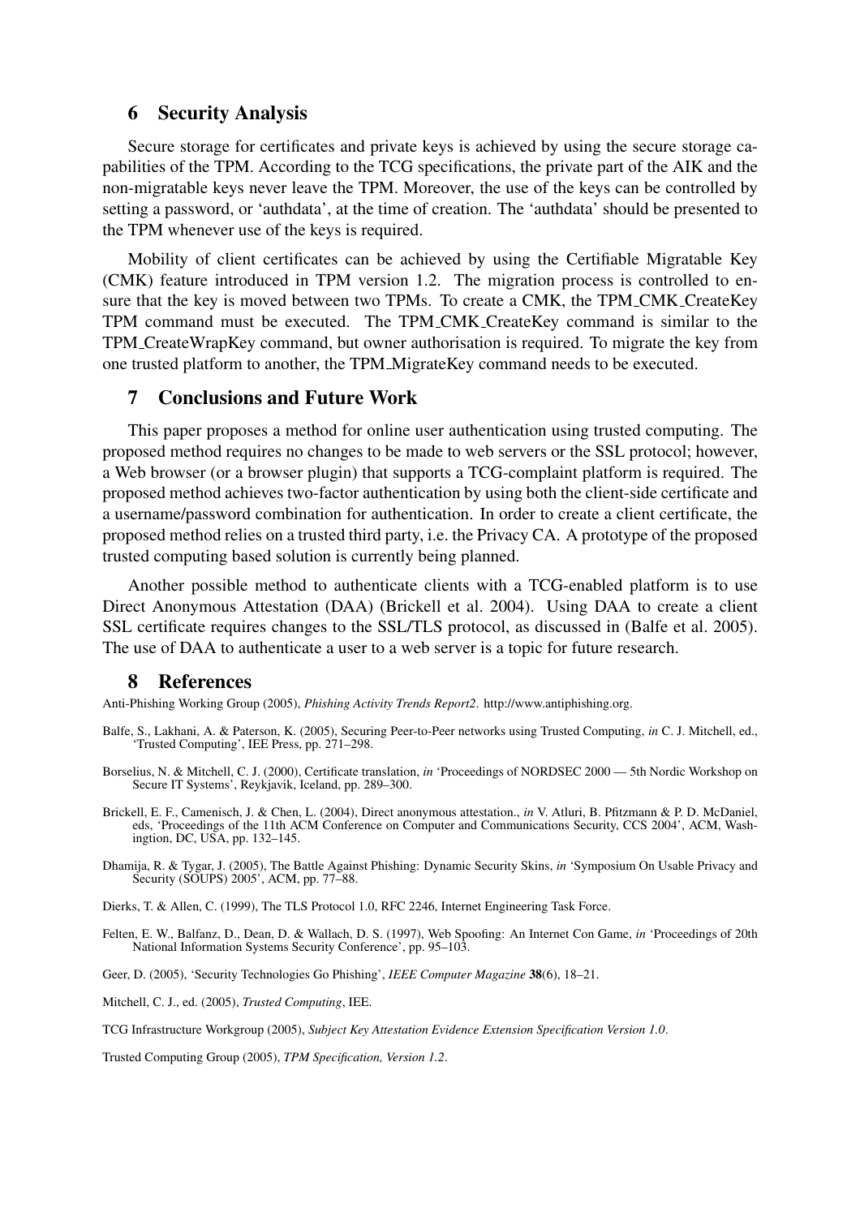## 6 Security Analysis

Secure storage for certificates and private keys is achieved by using the secure storage capabilities of the TPM. According to the TCG specifications, the private part of the AIK and the non-migratable keys never leave the TPM. Moreover, the use of the keys can be controlled by setting a password, or 'authdata', at the time of creation. The 'authdata' should be presented to the TPM whenever use of the keys is required.

Mobility of client certificates can be achieved by using the Certifiable Migratable Key (CMK) feature introduced in TPM version 1.2. The migration process is controlled to ensure that the key is moved between two TPMs. To create a CMK, the TPM_CMK_CreateKey TPM command must be executed. The TPM_CMK_CreateKey command is similar to the TPM_CreateWrapKey command, but owner authorisation is required. To migrate the key from one trusted platform to another, the TPM_MigrateKey command needs to be executed.

## 7 Conclusions and Future Work

This paper proposes a method for online user authentication using trusted computing. The proposed method requires no changes to be made to web servers or the SSL protocol; however, a Web browser (or a browser plugin) that supports a TCG-complaint platform is required. The proposed method achieves two-factor authentication by using both the client-side certificate and a username/password combination for authentication. In order to create a client certificate, the proposed method relies on a trusted third party, i.e. the Privacy CA. A prototype of the proposed trusted computing based solution is currently being planned.

Another possible method to authenticate clients with a TCG-enabled platform is to use Direct Anonymous Attestation (DAA) (Brickell et al. 2004). Using DAA to create a client SSL certificate requires changes to the SSL/TLS protocol, as discussed in (Balfe et al. 2005). The use of DAA to authenticate a user to a web server is a topic for future research.

## 8 References

Anti-Phishing Working Group (2005), *Phishing Activity Trends Report2*. http://www.antiphishing.org.

Balfe, S., Lakhani, A. & Paterson, K. (2005), Securing Peer-to-Peer networks using Trusted Computing, *in* C. J. Mitchell, ed., 'Trusted Computing', IEE Press, pp. 271–298.

Borselius, N. & Mitchell, C. J. (2000), Certificate translation, *in* 'Proceedings of NORDSEC 2000 — 5th Nordic Workshop on Secure IT Systems', Reykjavik, Iceland, pp. 289–300.

Brickell, E. F., Camenisch, J. & Chen, L. (2004), Direct anonymous attestation., *in* V. Atluri, B. Pfitzmann & P. D. McDaniel, eds, 'Proceedings of the 11th ACM Conference on Computer and Communications Security, CCS 2004', ACM, Washingtion, DC, USA, pp. 132–145.

Dhamija, R. & Tygar, J. (2005), The Battle Against Phishing: Dynamic Security Skins, *in* 'Symposium On Usable Privacy and Security (SOUPS) 2005', ACM, pp. 77–88.

Dierks, T. & Allen, C. (1999), The TLS Protocol 1.0, RFC 2246, Internet Engineering Task Force.

Felten, E. W., Balfanz, D., Dean, D. & Wallach, D. S. (1997), Web Spoofing: An Internet Con Game, *in* 'Proceedings of 20th National Information Systems Security Conference', pp. 95–103.

Geer, D. (2005), 'Security Technologies Go Phishing', *IEEE Computer Magazine* **38**(6), 18–21.

Mitchell, C. J., ed. (2005), *Trusted Computing*, IEE.

TCG Infrastructure Workgroup (2005), *Subject Key Attestation Evidence Extension Specification Version 1.0*.

Trusted Computing Group (2005), *TPM Specification, Version 1.2*.